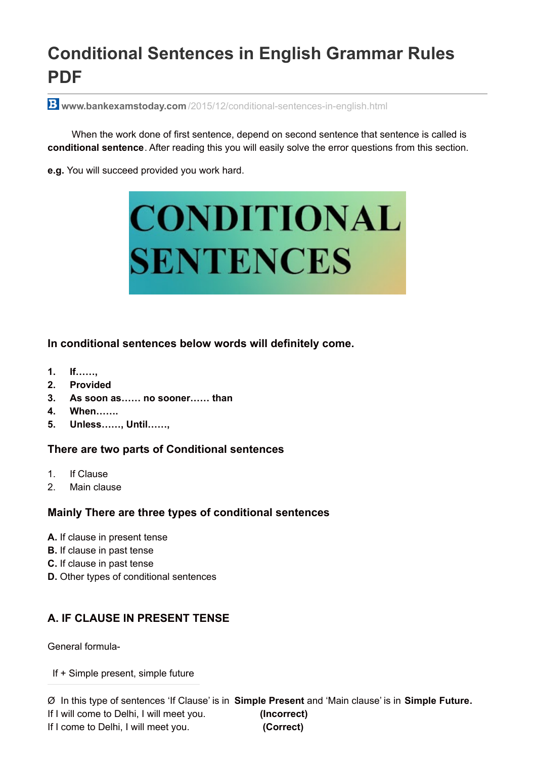# Conditional Sentences in English Grammar Rules PDF

**www.bankexamstoday.com**/2015/12/conditional-sentences-in-english.html

When the work done of first sentence, depend on second sentence that sentence is called is **conditional sentence**. After reading this you will easily solve the error questions from this section.

**e.g.** You will succeed provided you work hard.

CONDITIONAL SENTENCES

### In conditional sentences below words will definitely come.

1. **If……,**
2. **Provided**
3. **As soon as…… no sooner…… than**
4. **When…….**
5. **Unless……, Until……,**

### There are two parts of Conditional sentences

1. If Clause
2. Main clause

### Mainly There are three types of conditional sentences

**A.** If clause in present tense
**B.** If clause in past tense
**C.** If clause in past tense
**D.** Other types of conditional sentences

### A. IF CLAUSE IN PRESENT TENSE

General formula-

If + Simple present, simple future

Ø In this type of sentences 'If Clause' is in **Simple Present** and 'Main clause' is in **Simple Future.**
If I will come to Delhi, I will meet you. **(Incorrect)**
If I come to Delhi, I will meet you. **(Correct)**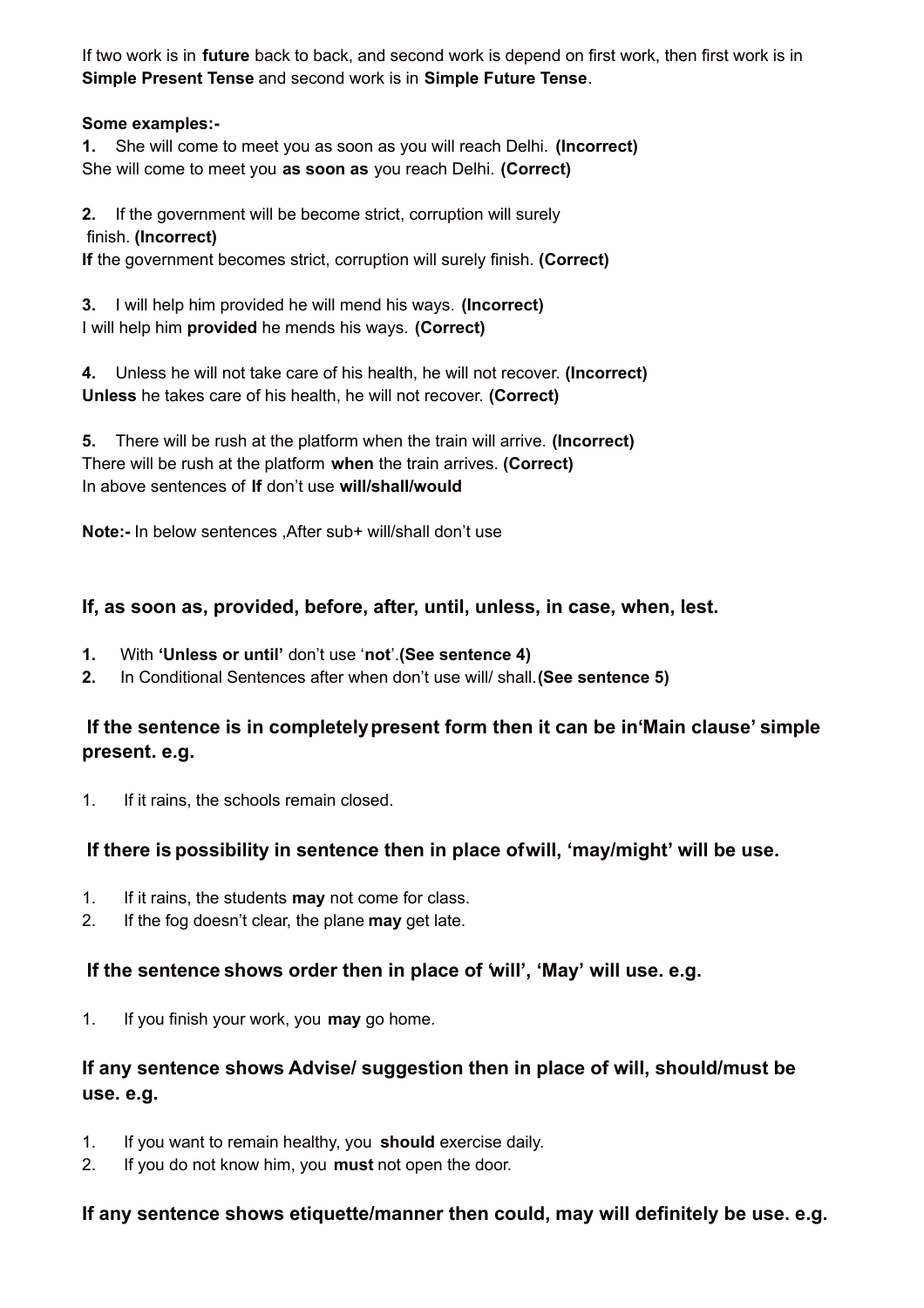If two work is in **future** back to back, and second work is depend on first work, then first work is in **Simple Present Tense** and second work is in **Simple Future Tense**.

**Some examples:-**

**1.** She will come to meet you as soon as you will reach Delhi. **(Incorrect)**
She will come to meet you **as soon as** you reach Delhi. **(Correct)**

**2.** If the government will be become strict, corruption will surely finish. **(Incorrect)**
**If** the government becomes strict, corruption will surely finish. **(Correct)**

**3.** I will help him provided he will mend his ways. **(Incorrect)**
I will help him **provided** he mends his ways. **(Correct)**

**4.** Unless he will not take care of his health, he will not recover. **(Incorrect)**
**Unless** he takes care of his health, he will not recover. **(Correct)**

**5.** There will be rush at the platform when the train will arrive. **(Incorrect)**
There will be rush at the platform **when** the train arrives. **(Correct)**
In above sentences of **If** don't use **will/shall/would**

**Note:-** In below sentences ,After sub+ will/shall don't use

### If, as soon as, provided, before, after, until, unless, in case, when, lest.

1. With **'Unless or until'** don't use '**not**'.**(See sentence 4)**
2. In Conditional Sentences after when don't use will/ shall.**(See sentence 5)**

### If the sentence is in completely present form then it can be in 'Main clause' simple present. e.g.

1. If it rains, the schools remain closed.

### If there is possibility in sentence then in place of will, 'may/might' will be use.

1. If it rains, the students **may** not come for class.
2. If the fog doesn't clear, the plane **may** get late.

### If the sentence shows order then in place of 'will', 'May' will use. e.g.

1. If you finish your work, you **may** go home.

### If any sentence shows Advise/ suggestion then in place of will, should/must be use. e.g.

1. If you want to remain healthy, you **should** exercise daily.
2. If you do not know him, you **must** not open the door.

### If any sentence shows etiquette/manner then could, may will definitely be use. e.g.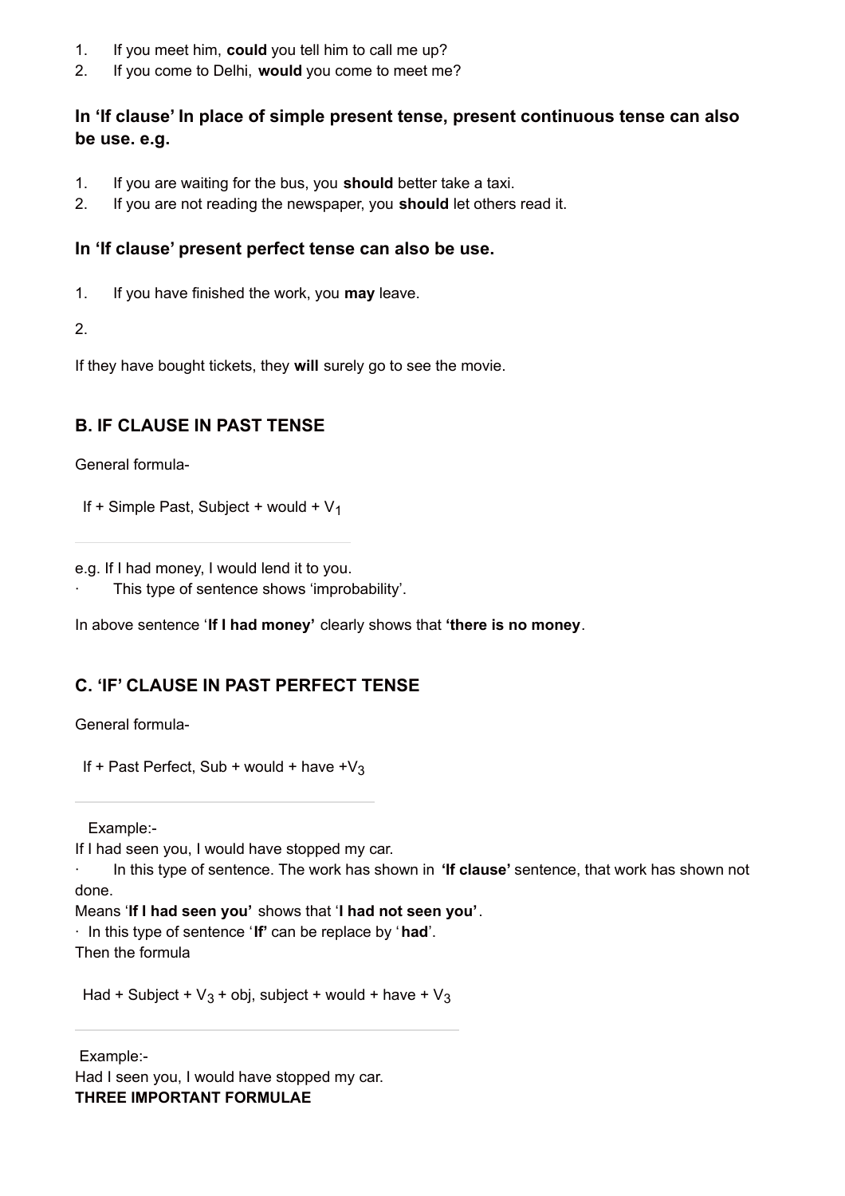1. If you meet him, **could** you tell him to call me up?
2. If you come to Delhi, **would** you come to meet me?

### In 'If clause' In place of simple present tense, present continuous tense can also be use. e.g.

1. If you are waiting for the bus, you **should** better take a taxi.
2. If you are not reading the newspaper, you **should** let others read it.

### In 'If clause' present perfect tense can also be use.

1. If you have finished the work, you **may** leave.

2.

If they have bought tickets, they **will** surely go to see the movie.

### B. IF CLAUSE IN PAST TENSE

General formula-

If + Simple Past, Subject + would + $V_1$

e.g. If I had money, I would lend it to you.

· This type of sentence shows 'improbability'.

In above sentence '**If I had money'** clearly shows that **'there is no money**.

### C. 'IF' CLAUSE IN PAST PERFECT TENSE

General formula-

If + Past Perfect, Sub + would + have +$V_3$

Example:-

If I had seen you, I would have stopped my car.

· In this type of sentence. The work has shown in **'If clause'** sentence, that work has shown not done.

Means '**If I had seen you'** shows that '**I had not seen you'**.

· In this type of sentence '**If'** can be replace by '**had**'.

Then the formula

Had + Subject + $V_3$ + obj, subject + would + have + $V_3$

Example:-

Had I seen you, I would have stopped my car.

**THREE IMPORTANT FORMULAE**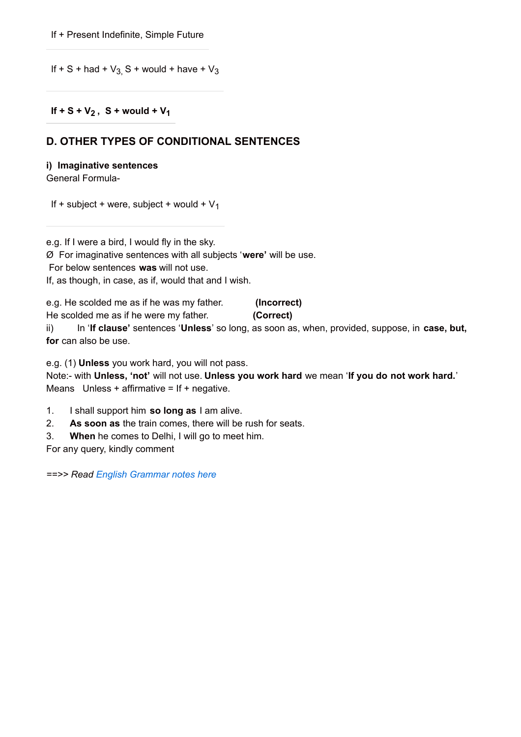If + Present Indefinite, Simple Future

If + S + had + $V_3$, S + would + have + $V_3$

**If + S + $V_2$ , S + would + $V_1$**

## D. OTHER TYPES OF CONDITIONAL SENTENCES

**i) Imaginative sentences**
General Formula-

If + subject + were, subject + would + $V_1$

e.g. If I were a bird, I would fly in the sky.
Ø For imaginative sentences with all subjects '**were'** will be use.
For below sentences **was** will not use.
If, as though, in case, as if, would that and I wish.

e.g. He scolded me as if he was my father. **(Incorrect)**
He scolded me as if he were my father. **(Correct)**
ii) In '**If clause'** sentences '**Unless**' so long, as soon as, when, provided, suppose, in **case, but, for** can also be use.

e.g. (1) **Unless** you work hard, you will not pass.
Note:- with **Unless, 'not'** will not use. **Unless you work hard** we mean '**If you do not work hard.**'
Means Unless + affirmative = If + negative.

1. I shall support him **so long as** I am alive.
2. **As soon as** the train comes, there will be rush for seats.
3. **When** he comes to Delhi, I will go to meet him.

For any query, kindly comment

*==>> Read English Grammar notes here*